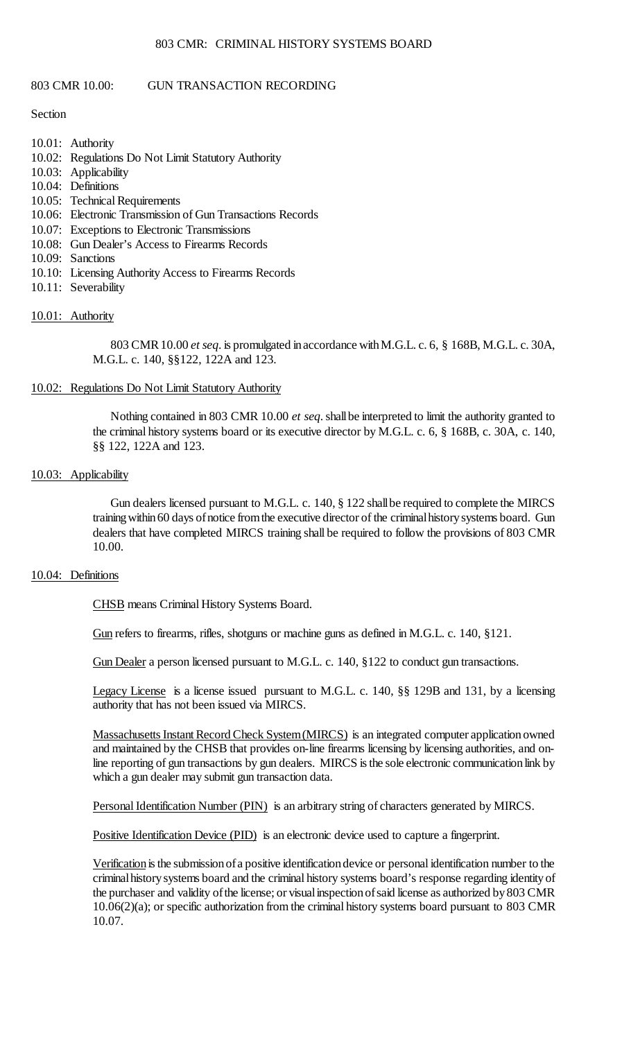# 803 CMR 10.00: GUN TRANSACTION RECORDING

Section

10.01: Authority
10.02: Regulations Do Not Limit Statutory Authority
10.03: Applicability
10.04: Definitions
10.05: Technical Requirements
10.06: Electronic Transmission of Gun Transactions Records
10.07: Exceptions to Electronic Transmissions
10.08: Gun Dealer's Access to Firearms Records
10.09: Sanctions
10.10: Licensing Authority Access to Firearms Records
10.11: Severability

## 10.01: Authority

803 CMR 10.00 *et seq*. is promulgated in accordance with M.G.L. c. 6, § 168B, M.G.L. c. 30A, M.G.L. c. 140, §§122, 122A and 123.

## 10.02: Regulations Do Not Limit Statutory Authority

Nothing contained in 803 CMR 10.00 *et seq*. shall be interpreted to limit the authority granted to the criminal history systems board or its executive director by M.G.L. c. 6, § 168B, c. 30A, c. 140, §§ 122, 122A and 123.

## 10.03: Applicability

Gun dealers licensed pursuant to M.G.L. c. 140, § 122 shall be required to complete the MIRCS training within 60 days of notice from the executive director of the criminal history systems board. Gun dealers that have completed MIRCS training shall be required to follow the provisions of 803 CMR 10.00.

## 10.04: Definitions

CHSB means Criminal History Systems Board.

Gun refers to firearms, rifles, shotguns or machine guns as defined in M.G.L. c. 140, §121.

Gun Dealer a person licensed pursuant to M.G.L. c. 140, §122 to conduct gun transactions.

Legacy License is a license issued pursuant to M.G.L. c. 140, §§ 129B and 131, by a licensing authority that has not been issued via MIRCS.

Massachusetts Instant Record Check System (MIRCS) is an integrated computer application owned and maintained by the CHSB that provides on-line firearms licensing by licensing authorities, and on-line reporting of gun transactions by gun dealers. MIRCS is the sole electronic communication link by which a gun dealer may submit gun transaction data.

Personal Identification Number (PIN) is an arbitrary string of characters generated by MIRCS.

Positive Identification Device (PID) is an electronic device used to capture a fingerprint.

Verification is the submission of a positive identification device or personal identification number to the criminal history systems board and the criminal history systems board's response regarding identity of the purchaser and validity of the license; or visual inspection of said license as authorized by 803 CMR 10.06(2)(a); or specific authorization from the criminal history systems board pursuant to 803 CMR 10.07.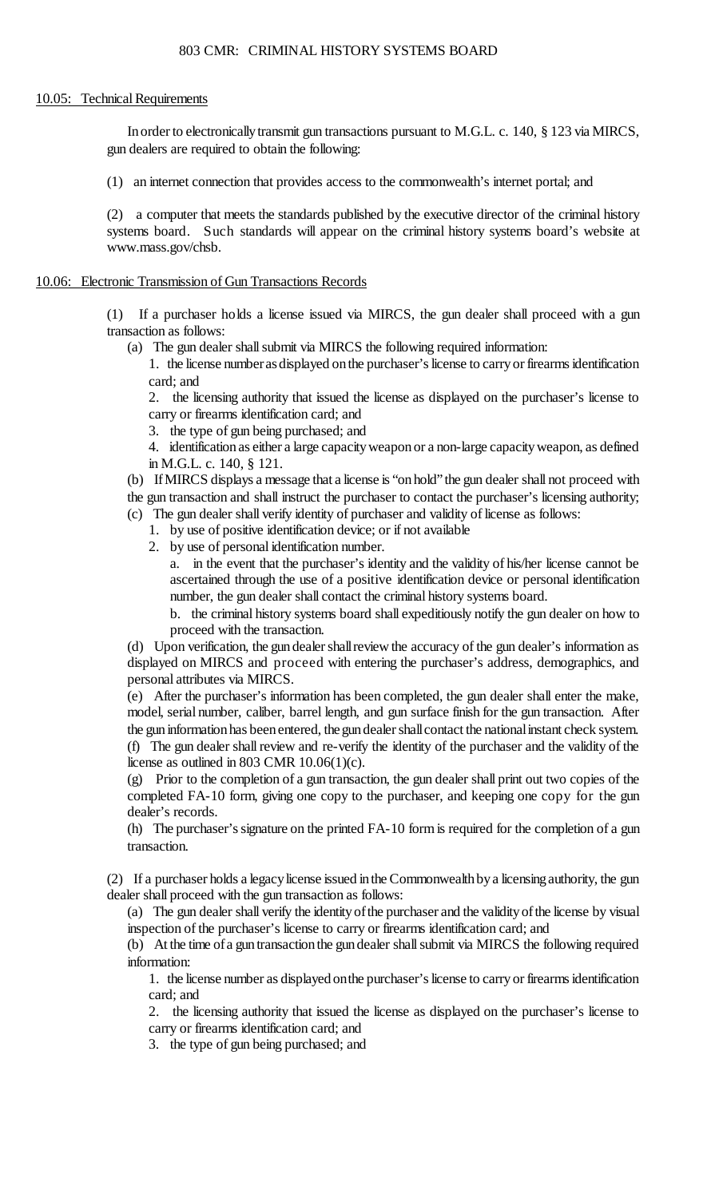### 10.05: Technical Requirements

In order to electronically transmit gun transactions pursuant to M.G.L. c. 140, § 123 via MIRCS, gun dealers are required to obtain the following:

(1) an internet connection that provides access to the commonwealth's internet portal; and

(2) a computer that meets the standards published by the executive director of the criminal history systems board. Such standards will appear on the criminal history systems board's website at www.mass.gov/chsb.

### 10.06: Electronic Transmission of Gun Transactions Records

(1) If a purchaser holds a license issued via MIRCS, the gun dealer shall proceed with a gun transaction as follows:

(a) The gun dealer shall submit via MIRCS the following required information:

1. the license number as displayed on the purchaser's license to carry or firearms identification card; and

2. the licensing authority that issued the license as displayed on the purchaser's license to carry or firearms identification card; and

3. the type of gun being purchased; and

4. identification as either a large capacity weapon or a non-large capacity weapon, as defined in M.G.L. c. 140, § 121.

(b) If MIRCS displays a message that a license is "on hold" the gun dealer shall not proceed with the gun transaction and shall instruct the purchaser to contact the purchaser's licensing authority;

(c) The gun dealer shall verify identity of purchaser and validity of license as follows:

1. by use of positive identification device; or if not available

2. by use of personal identification number.

a. in the event that the purchaser's identity and the validity of his/her license cannot be ascertained through the use of a positive identification device or personal identification number, the gun dealer shall contact the criminal history systems board.

b. the criminal history systems board shall expeditiously notify the gun dealer on how to proceed with the transaction.

(d) Upon verification, the gun dealer shall review the accuracy of the gun dealer's information as displayed on MIRCS and proceed with entering the purchaser's address, demographics, and personal attributes via MIRCS.

(e) After the purchaser's information has been completed, the gun dealer shall enter the make, model, serial number, caliber, barrel length, and gun surface finish for the gun transaction. After the gun information has been entered, the gun dealer shall contact the national instant check system.

(f) The gun dealer shall review and re-verify the identity of the purchaser and the validity of the license as outlined in 803 CMR 10.06(1)(c).

(g) Prior to the completion of a gun transaction, the gun dealer shall print out two copies of the completed FA-10 form, giving one copy to the purchaser, and keeping one copy for the gun dealer's records.

(h) The purchaser's signature on the printed FA-10 form is required for the completion of a gun transaction.

(2) If a purchaser holds a legacy license issued in the Commonwealth by a licensing authority, the gun dealer shall proceed with the gun transaction as follows:

(a) The gun dealer shall verify the identity of the purchaser and the validity of the license by visual inspection of the purchaser's license to carry or firearms identification card; and

(b) At the time of a gun transaction the gun dealer shall submit via MIRCS the following required information:

1. the license number as displayed on the purchaser's license to carry or firearms identification card; and

2. the licensing authority that issued the license as displayed on the purchaser's license to carry or firearms identification card; and

3. the type of gun being purchased; and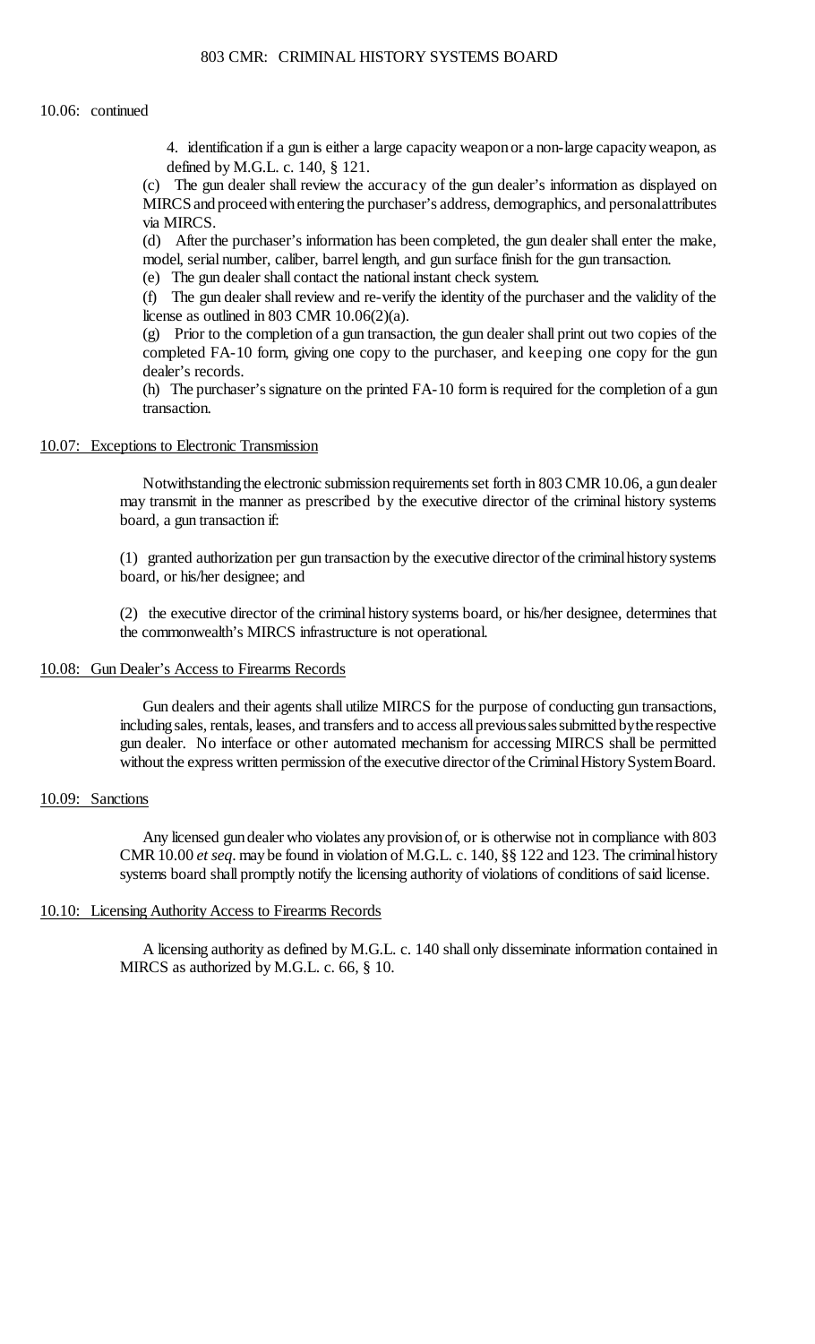10.06: continued

4. identification if a gun is either a large capacity weapon or a non-large capacity weapon, as defined by M.G.L. c. 140, § 121.

(c) The gun dealer shall review the accuracy of the gun dealer's information as displayed on MIRCS and proceed with entering the purchaser's address, demographics, and personal attributes via MIRCS.

(d) After the purchaser's information has been completed, the gun dealer shall enter the make, model, serial number, caliber, barrel length, and gun surface finish for the gun transaction.

(e) The gun dealer shall contact the national instant check system.

(f) The gun dealer shall review and re-verify the identity of the purchaser and the validity of the license as outlined in 803 CMR 10.06(2)(a).

(g) Prior to the completion of a gun transaction, the gun dealer shall print out two copies of the completed FA-10 form, giving one copy to the purchaser, and keeping one copy for the gun dealer's records.

(h) The purchaser's signature on the printed FA-10 form is required for the completion of a gun transaction.

## 10.07: Exceptions to Electronic Transmission

Notwithstanding the electronic submission requirements set forth in 803 CMR 10.06, a gun dealer may transmit in the manner as prescribed by the executive director of the criminal history systems board, a gun transaction if:

(1) granted authorization per gun transaction by the executive director of the criminal history systems board, or his/her designee; and

(2) the executive director of the criminal history systems board, or his/her designee, determines that the commonwealth's MIRCS infrastructure is not operational.

## 10.08: Gun Dealer's Access to Firearms Records

Gun dealers and their agents shall utilize MIRCS for the purpose of conducting gun transactions, including sales, rentals, leases, and transfers and to access all previous sales submitted by the respective gun dealer. No interface or other automated mechanism for accessing MIRCS shall be permitted without the express written permission of the executive director of the Criminal History System Board.

## 10.09: Sanctions

Any licensed gun dealer who violates any provision of, or is otherwise not in compliance with 803 CMR 10.00 *et seq*. may be found in violation of M.G.L. c. 140, §§ 122 and 123. The criminal history systems board shall promptly notify the licensing authority of violations of conditions of said license.

## 10.10: Licensing Authority Access to Firearms Records

A licensing authority as defined by M.G.L. c. 140 shall only disseminate information contained in MIRCS as authorized by M.G.L. c. 66, § 10.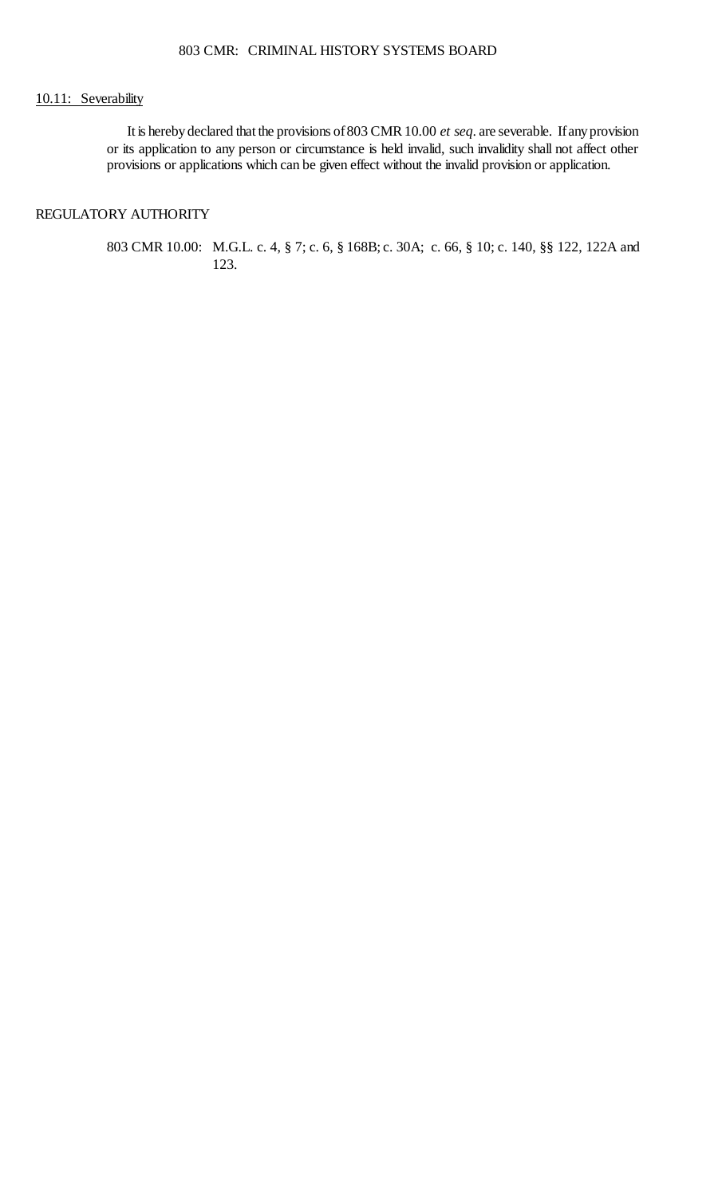## 10.11: Severability

It is hereby declared that the provisions of 803 CMR 10.00 *et seq*. are severable. If any provision or its application to any person or circumstance is held invalid, such invalidity shall not affect other provisions or applications which can be given effect without the invalid provision or application.

## REGULATORY AUTHORITY

803 CMR 10.00: M.G.L. c. 4, § 7; c. 6, § 168B; c. 30A; c. 66, § 10; c. 140, §§ 122, 122A and 123.